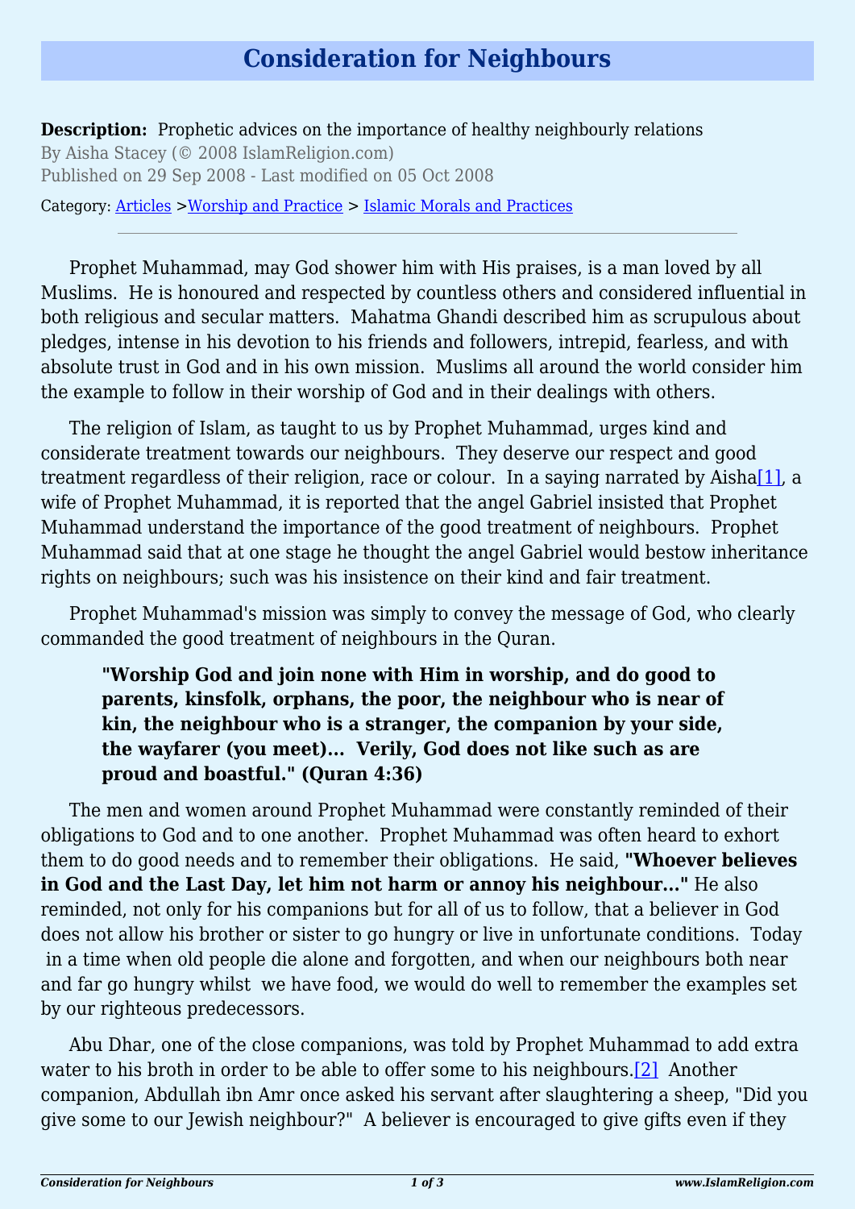# Consideration for Neighbours

**Description:** Prophetic advices on the importance of healthy neighbourly relations

By Aisha Stacey (© 2008 IslamReligion.com)

Published on 29 Sep 2008 - Last modified on 05 Oct 2008

Category: Articles >Worship and Practice > Islamic Morals and Practices

---

Prophet Muhammad, may God shower him with His praises, is a man loved by all Muslims. He is honoured and respected by countless others and considered influential in both religious and secular matters. Mahatma Ghandi described him as scrupulous about pledges, intense in his devotion to his friends and followers, intrepid, fearless, and with absolute trust in God and in his own mission. Muslims all around the world consider him the example to follow in their worship of God and in their dealings with others.

The religion of Islam, as taught to us by Prophet Muhammad, urges kind and considerate treatment towards our neighbours. They deserve our respect and good treatment regardless of their religion, race or colour. In a saying narrated by Aisha[1], a wife of Prophet Muhammad, it is reported that the angel Gabriel insisted that Prophet Muhammad understand the importance of the good treatment of neighbours. Prophet Muhammad said that at one stage he thought the angel Gabriel would bestow inheritance rights on neighbours; such was his insistence on their kind and fair treatment.

Prophet Muhammad's mission was simply to convey the message of God, who clearly commanded the good treatment of neighbours in the Quran.

> **"Worship God and join none with Him in worship, and do good to parents, kinsfolk, orphans, the poor, the neighbour who is near of kin, the neighbour who is a stranger, the companion by your side, the wayfarer (you meet)... Verily, God does not like such as are proud and boastful." (Quran 4:36)**

The men and women around Prophet Muhammad were constantly reminded of their obligations to God and to one another. Prophet Muhammad was often heard to exhort them to do good needs and to remember their obligations. He said, **"Whoever believes in God and the Last Day, let him not harm or annoy his neighbour..."** He also reminded, not only for his companions but for all of us to follow, that a believer in God does not allow his brother or sister to go hungry or live in unfortunate conditions. Today in a time when old people die alone and forgotten, and when our neighbours both near and far go hungry whilst we have food, we would do well to remember the examples set by our righteous predecessors.

Abu Dhar, one of the close companions, was told by Prophet Muhammad to add extra water to his broth in order to be able to offer some to his neighbours.[2] Another companion, Abdullah ibn Amr once asked his servant after slaughtering a sheep, "Did you give some to our Jewish neighbour?" A believer is encouraged to give gifts even if they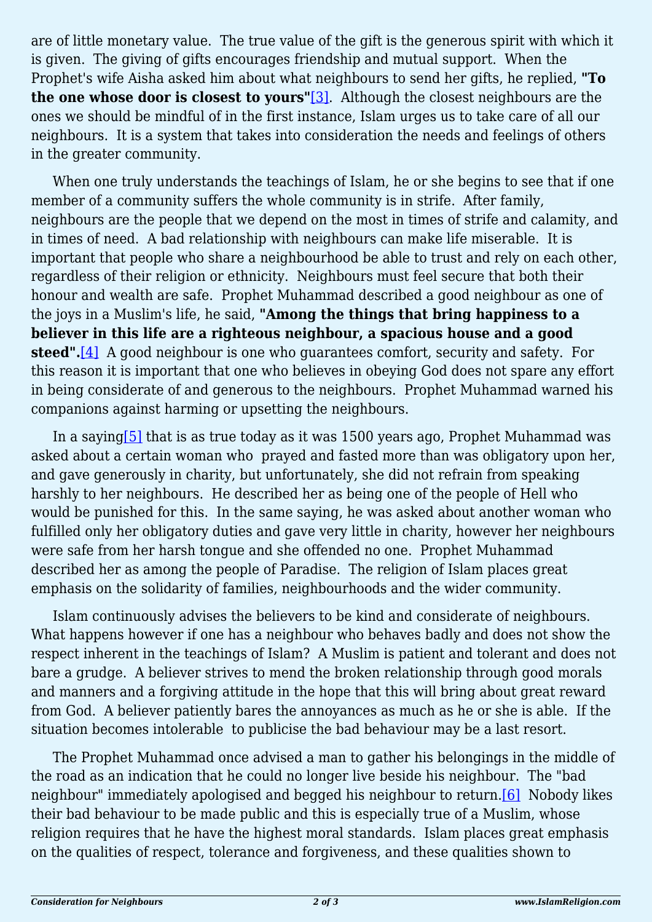are of little monetary value.  The true value of the gift is the generous spirit with which it is given.  The giving of gifts encourages friendship and mutual support.  When the Prophet's wife Aisha asked him about what neighbours to send her gifts, he replied, **"To the one whose door is closest to yours"**[3].  Although the closest neighbours are the ones we should be mindful of in the first instance, Islam urges us to take care of all our neighbours.  It is a system that takes into consideration the needs and feelings of others in the greater community.

When one truly understands the teachings of Islam, he or she begins to see that if one member of a community suffers the whole community is in strife.  After family, neighbours are the people that we depend on the most in times of strife and calamity, and in times of need.  A bad relationship with neighbours can make life miserable.  It is important that people who share a neighbourhood be able to trust and rely on each other, regardless of their religion or ethnicity.  Neighbours must feel secure that both their honour and wealth are safe.  Prophet Muhammad described a good neighbour as one of the joys in a Muslim's life, he said, **"Among the things that bring happiness to a believer in this life are a righteous neighbour, a spacious house and a good steed".**[4]  A good neighbour is one who guarantees comfort, security and safety.  For this reason it is important that one who believes in obeying God does not spare any effort in being considerate of and generous to the neighbours.  Prophet Muhammad warned his companions against harming or upsetting the neighbours.

In a saying[5] that is as true today as it was 1500 years ago, Prophet Muhammad was asked about a certain woman who  prayed and fasted more than was obligatory upon her, and gave generously in charity, but unfortunately, she did not refrain from speaking harshly to her neighbours.  He described her as being one of the people of Hell who would be punished for this.  In the same saying, he was asked about another woman who fulfilled only her obligatory duties and gave very little in charity, however her neighbours were safe from her harsh tongue and she offended no one.  Prophet Muhammad described her as among the people of Paradise.  The religion of Islam places great emphasis on the solidarity of families, neighbourhoods and the wider community.

Islam continuously advises the believers to be kind and considerate of neighbours.  What happens however if one has a neighbour who behaves badly and does not show the respect inherent in the teachings of Islam?  A Muslim is patient and tolerant and does not bare a grudge.  A believer strives to mend the broken relationship through good morals and manners and a forgiving attitude in the hope that this will bring about great reward from God.  A believer patiently bares the annoyances as much as he or she is able.  If the situation becomes intolerable  to publicise the bad behaviour may be a last resort.

The Prophet Muhammad once advised a man to gather his belongings in the middle of the road as an indication that he could no longer live beside his neighbour.  The "bad neighbour" immediately apologised and begged his neighbour to return.[6]  Nobody likes their bad behaviour to be made public and this is especially true of a Muslim, whose religion requires that he have the highest moral standards.  Islam places great emphasis on the qualities of respect, tolerance and forgiveness, and these qualities shown to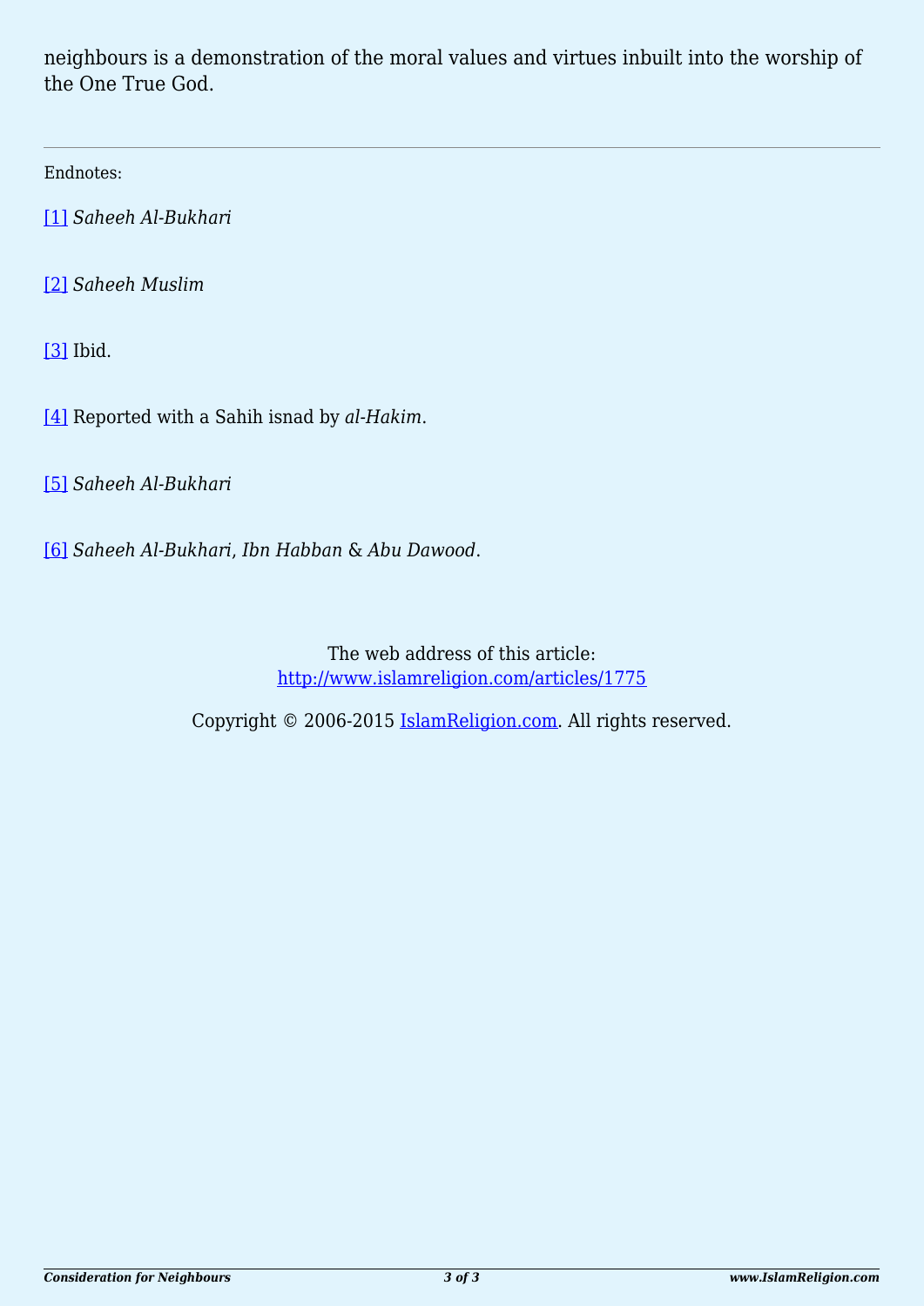neighbours is a demonstration of the moral values and virtues inbuilt into the worship of the One True God.

---

Endnotes:

[1] *Saheeh Al-Bukhari*

[2] *Saheeh Muslim*

[3] Ibid.

[4] Reported with a Sahih isnad by *al-Hakim*.

[5] *Saheeh Al-Bukhari*

[6] *Saheeh Al-Bukhari*, *Ibn Habban* & *Abu Dawood*.

The web address of this article:
http://www.islamreligion.com/articles/1775

Copyright © 2006-2015 IslamReligion.com. All rights reserved.